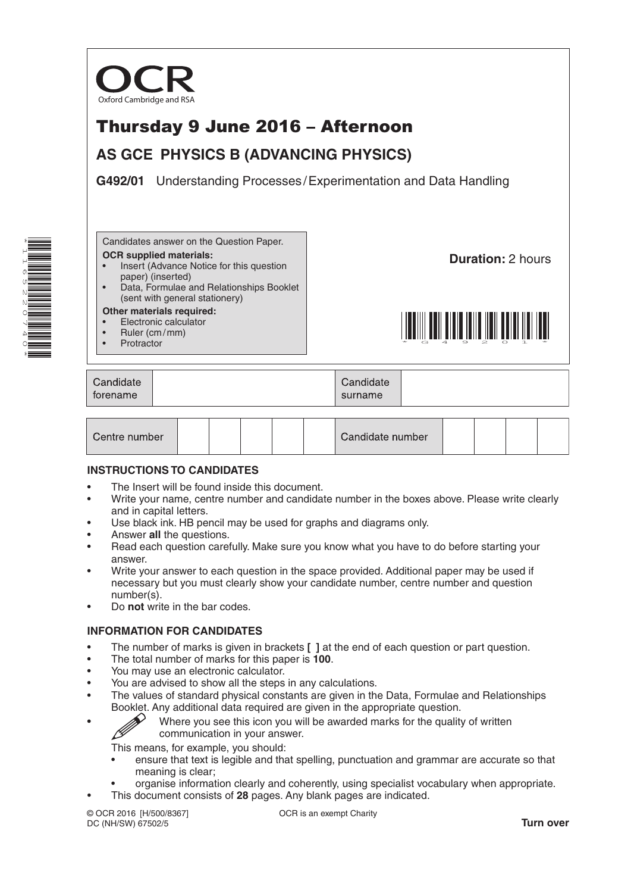OCR
Oxford Cambridge and RSA

# Thursday 9 June 2016 – Afternoon

## AS GCE PHYSICS B (ADVANCING PHYSICS)

**G492/01** Understanding Processes / Experimentation and Data Handling

Candidates answer on the Question Paper.

**OCR supplied materials:**
- Insert (Advance Notice for this question paper) (inserted)
- Data, Formulae and Relationships Booklet (sent with general stationery)

**Other materials required:**
- Electronic calculator
- Ruler (cm / mm)
- Protractor

**Duration:** 2 hours

| Candidate forename | | Candidate surname | |
|---|---|---|---|

| Centre number | | | | | | Candidate number | | | | |
|---|---|---|---|---|---|---|---|---|---|---|

### INSTRUCTIONS TO CANDIDATES

- The Insert will be found inside this document.
- Write your name, centre number and candidate number in the boxes above. Please write clearly and in capital letters.
- Use black ink. HB pencil may be used for graphs and diagrams only.
- Answer **all** the questions.
- Read each question carefully. Make sure you know what you have to do before starting your answer.
- Write your answer to each question in the space provided. Additional paper may be used if necessary but you must clearly show your candidate number, centre number and question number(s).
- Do **not** write in the bar codes.

### INFORMATION FOR CANDIDATES

- The number of marks is given in brackets **[ ]** at the end of each question or part question.
- The total number of marks for this paper is **100**.
- You may use an electronic calculator.
- You are advised to show all the steps in any calculations.
- The values of standard physical constants are given in the Data, Formulae and Relationships Booklet. Any additional data required are given in the appropriate question.
- Where you see this icon you will be awarded marks for the quality of written communication in your answer.

  This means, for example, you should:
  - ensure that text is legible and that spelling, punctuation and grammar are accurate so that meaning is clear;
  - organise information clearly and coherently, using specialist vocabulary when appropriate.
- This document consists of **28** pages. Any blank pages are indicated.

© OCR 2016 [H/500/8367]
DC (NH/SW) 67502/5

OCR is an exempt Charity

**Turn over**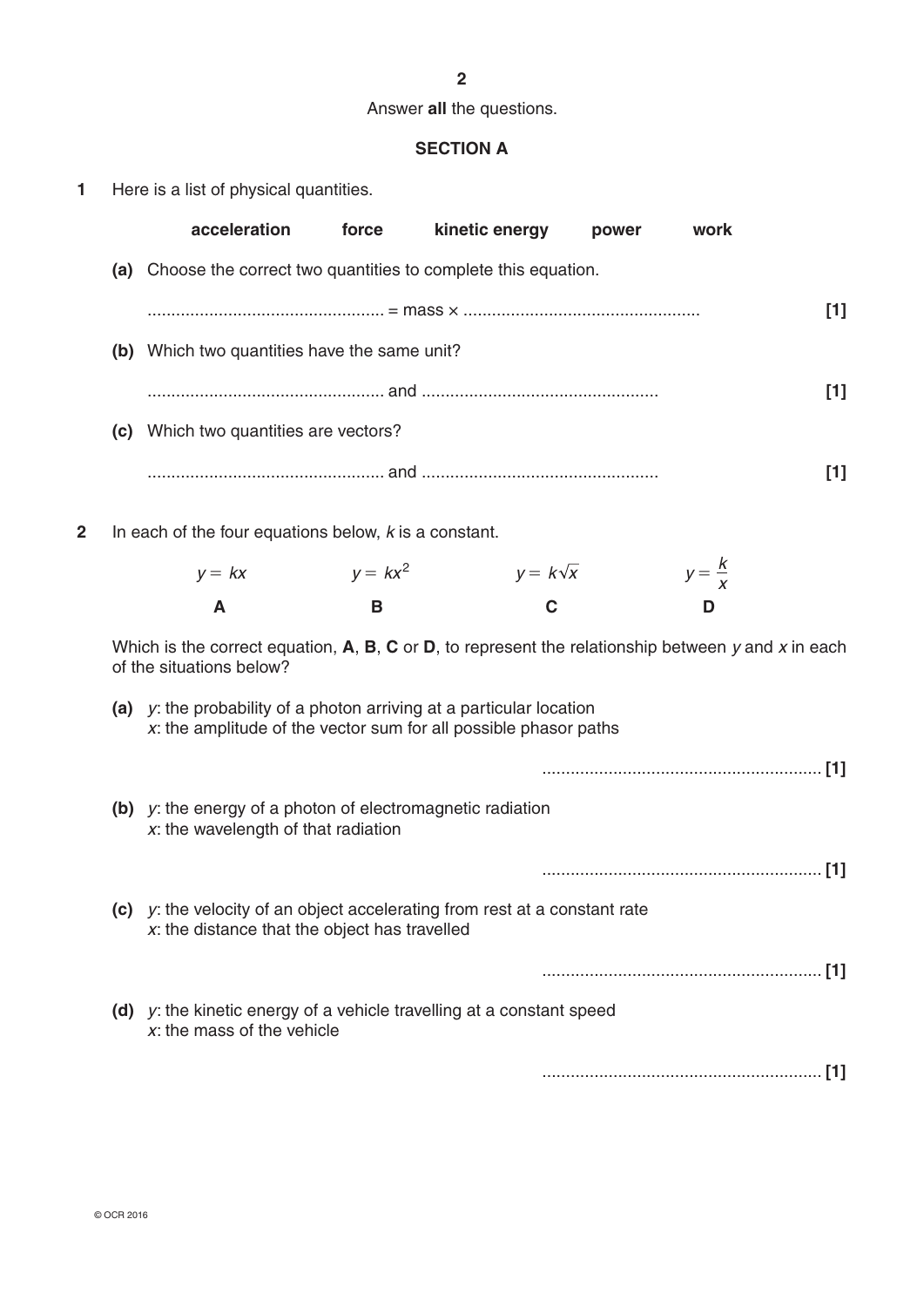Answer **all** the questions.

## SECTION A

**1** Here is a list of physical quantities.

**acceleration** **force** **kinetic energy** **power** **work**

**(a)** Choose the correct two quantities to complete this equation.

.................................................. = mass × .................................................. **[1]**

**(b)** Which two quantities have the same unit?

.................................................. and .................................................. **[1]**

**(c)** Which two quantities are vectors?

.................................................. and .................................................. **[1]**

**2** In each of the four equations below, $k$ is a constant.

| $y = kx$ | $y = kx^2$ | $y = k\sqrt{x}$ | $y = \frac{k}{x}$ |
|---|---|---|---|
| **A** | **B** | **C** | **D** |

Which is the correct equation, **A**, **B**, **C** or **D**, to represent the relationship between $y$ and $x$ in each of the situations below?

**(a)** $y$: the probability of a photon arriving at a particular location
$x$: the amplitude of the vector sum for all possible phasor paths

........................................................... **[1]**

**(b)** $y$: the energy of a photon of electromagnetic radiation
$x$: the wavelength of that radiation

........................................................... **[1]**

**(c)** $y$: the velocity of an object accelerating from rest at a constant rate
$x$: the distance that the object has travelled

........................................................... **[1]**

**(d)** $y$: the kinetic energy of a vehicle travelling at a constant speed
$x$: the mass of the vehicle

........................................................... **[1]**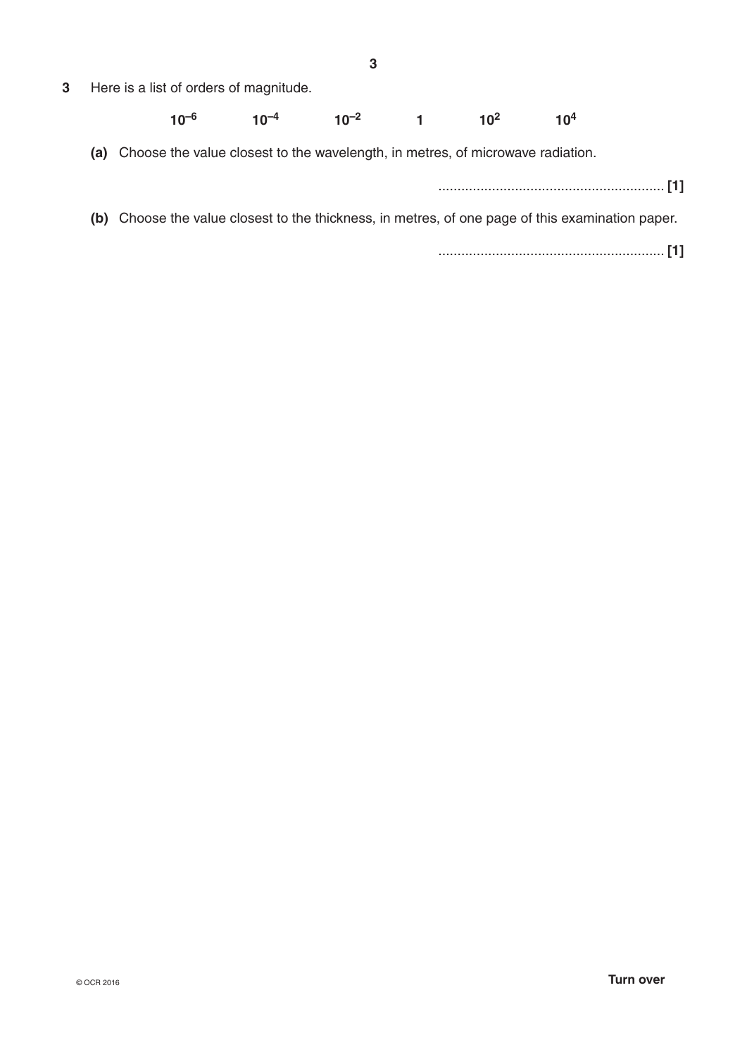**3** Here is a list of orders of magnitude.

$$10^{-6} \qquad 10^{-4} \qquad 10^{-2} \qquad 1 \qquad 10^{2} \qquad 10^{4}$$

**(a)** Choose the value closest to the wavelength, in metres, of microwave radiation.

........................................................... **[1]**

**(b)** Choose the value closest to the thickness, in metres, of one page of this examination paper.

........................................................... **[1]**

**Turn over**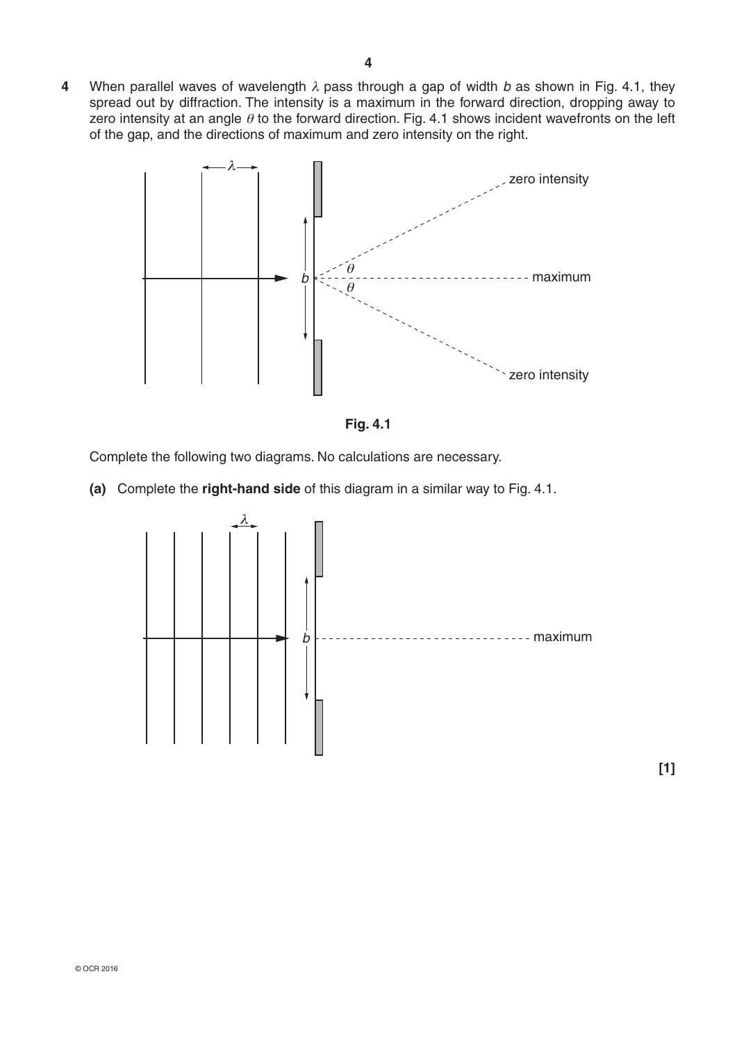**4** When parallel waves of wavelength $\lambda$ pass through a gap of width $b$ as shown in Fig. 4.1, they spread out by diffraction. The intensity is a maximum in the forward direction, dropping away to zero intensity at an angle $\theta$ to the forward direction. Fig. 4.1 shows incident wavefronts on the left of the gap, and the directions of maximum and zero intensity on the right.

**Fig. 4.1**

Complete the following two diagrams. No calculations are necessary.

**(a)** Complete the **right-hand side** of this diagram in a similar way to Fig. 4.1.

**[1]**

© OCR 2016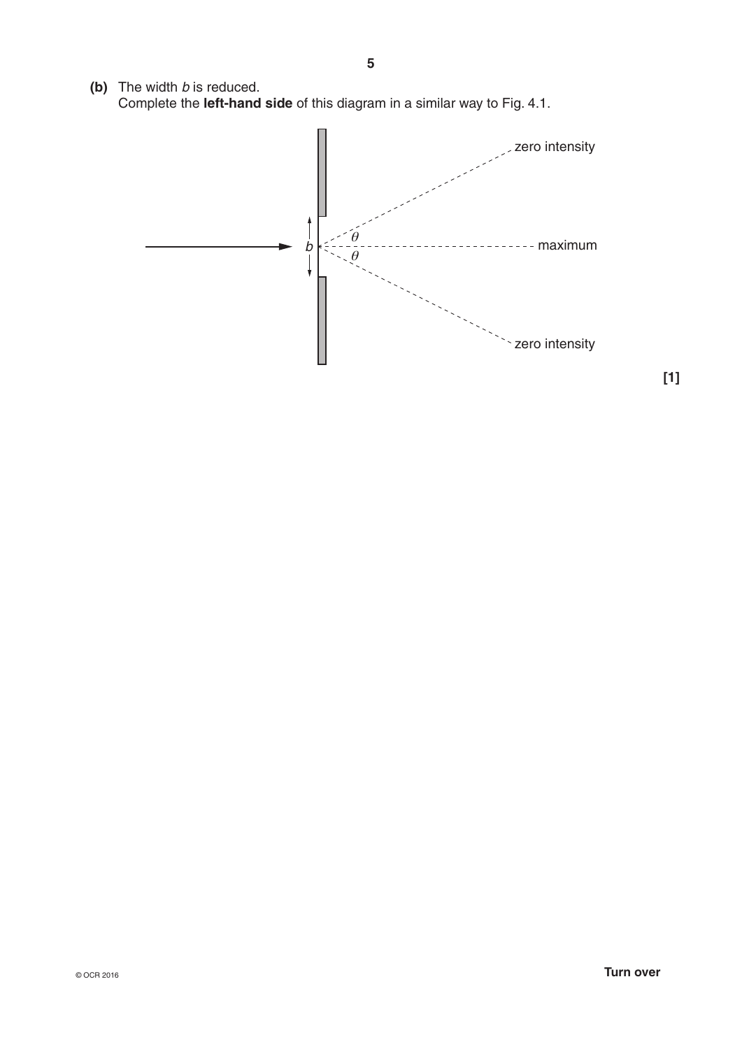**(b)** The width $b$ is reduced.
Complete the **left-hand side** of this diagram in a similar way to Fig. 4.1.

zero intensity

$b$ $\theta$ $\theta$ maximum

zero intensity

**[1]**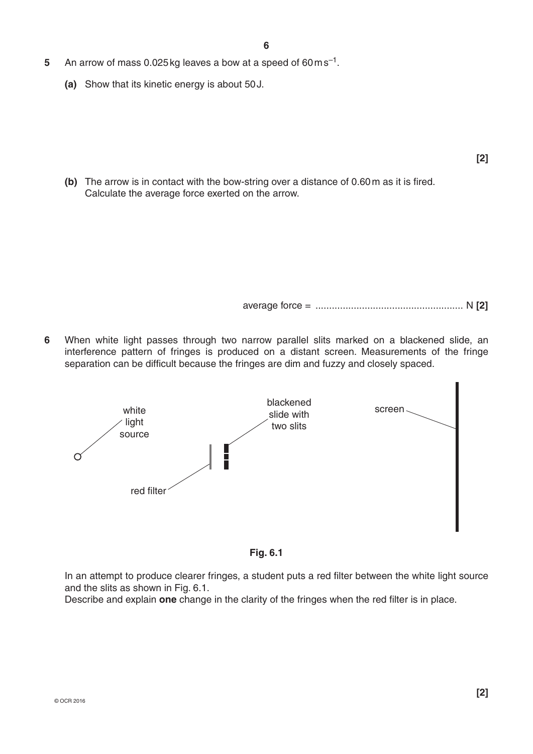**5** An arrow of mass 0.025 kg leaves a bow at a speed of $60\,\text{m}\,\text{s}^{-1}$.

**(a)** Show that its kinetic energy is about 50 J.

**[2]**

**(b)** The arrow is in contact with the bow-string over a distance of 0.60 m as it is fired. Calculate the average force exerted on the arrow.

average force = ...................................................... N **[2]**

**6** When white light passes through two narrow parallel slits marked on a blackened slide, an interference pattern of fringes is produced on a distant screen. Measurements of the fringe separation can be difficult because the fringes are dim and fuzzy and closely spaced.

white light source

red filter

blackened slide with two slits

screen

**Fig. 6.1**

In an attempt to produce clearer fringes, a student puts a red filter between the white light source and the slits as shown in Fig. 6.1.
Describe and explain **one** change in the clarity of the fringes when the red filter is in place.

**[2]**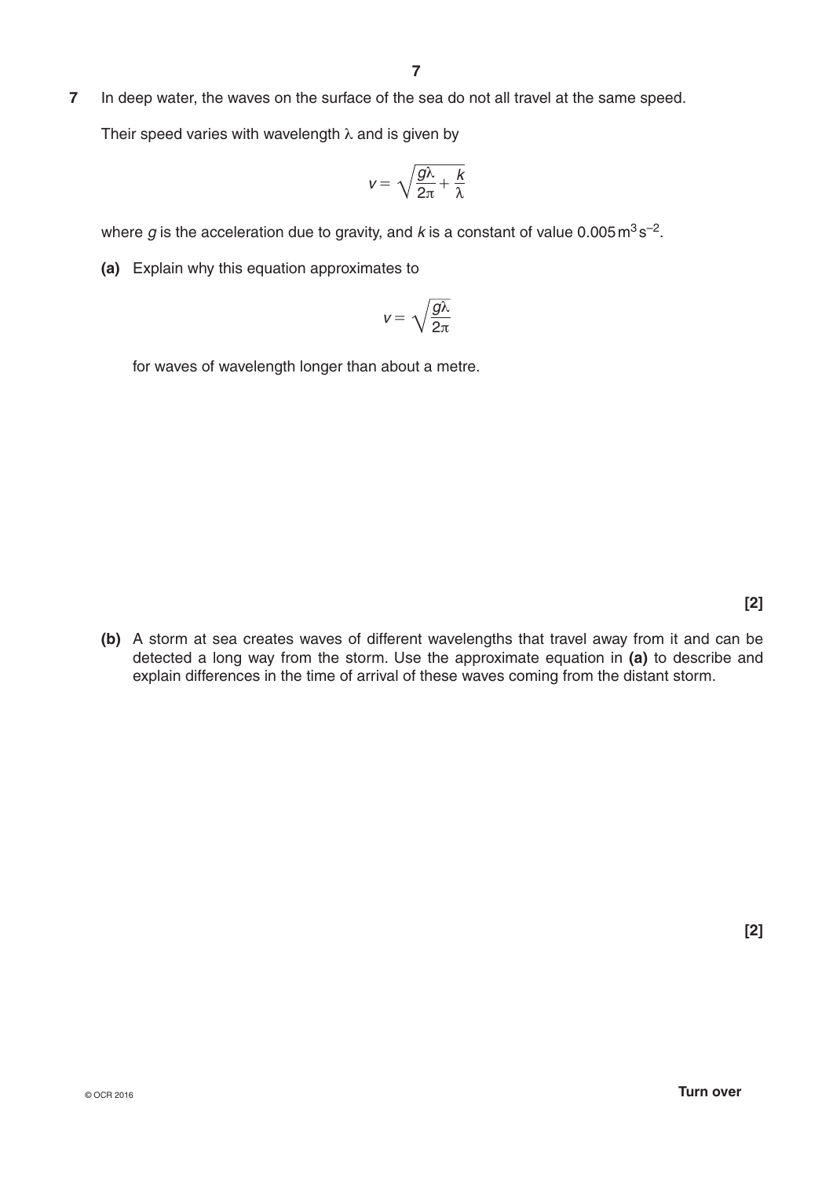**7** In deep water, the waves on the surface of the sea do not all travel at the same speed.

Their speed varies with wavelength $\lambda$ and is given by

$$v = \sqrt{\frac{g\lambda}{2\pi} + \frac{k}{\lambda}}$$

where $g$ is the acceleration due to gravity, and $k$ is a constant of value $0.005\,\text{m}^3\,\text{s}^{-2}$.

**(a)** Explain why this equation approximates to

$$v = \sqrt{\frac{g\lambda}{2\pi}}$$

for waves of wavelength longer than about a metre.

**[2]**

**(b)** A storm at sea creates waves of different wavelengths that travel away from it and can be detected a long way from the storm. Use the approximate equation in **(a)** to describe and explain differences in the time of arrival of these waves coming from the distant storm.

**[2]**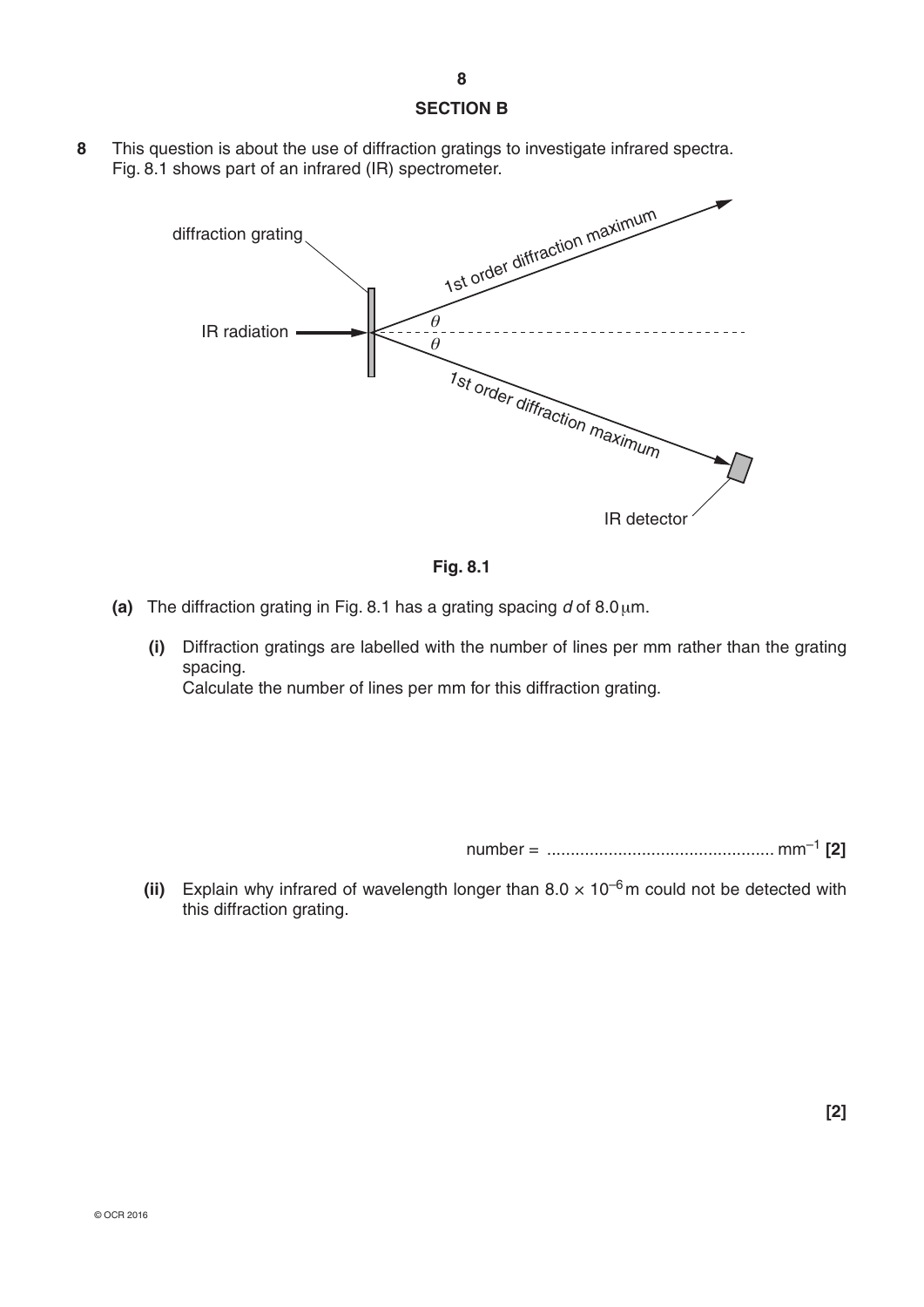## SECTION B

**8** This question is about the use of diffraction gratings to investigate infrared spectra.
Fig. 8.1 shows part of an infrared (IR) spectrometer.

**Fig. 8.1**

**(a)** The diffraction grating in Fig. 8.1 has a grating spacing $d$ of 8.0 μm.

**(i)** Diffraction gratings are labelled with the number of lines per mm rather than the grating spacing.
Calculate the number of lines per mm for this diffraction grating.

number = ................................................ $mm^{-1}$ **[2]**

**(ii)** Explain why infrared of wavelength longer than $8.0 \times 10^{-6}$ m could not be detected with this diffraction grating.

**[2]**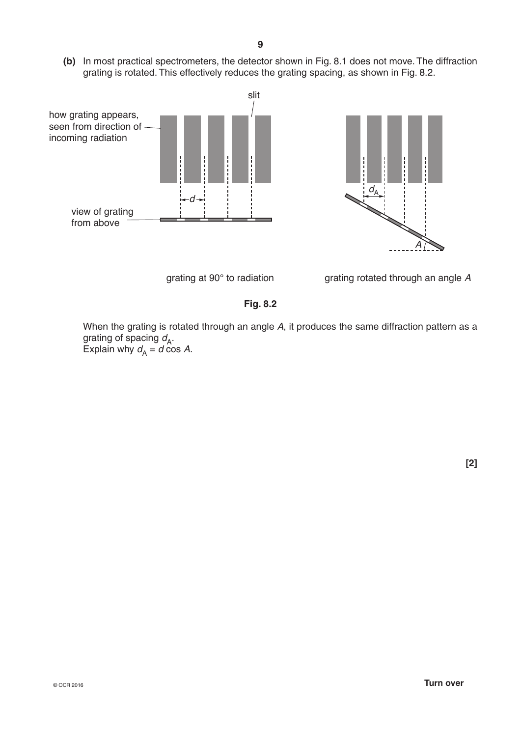**(b)** In most practical spectrometers, the detector shown in Fig. 8.1 does not move. The diffraction grating is rotated. This effectively reduces the grating spacing, as shown in Fig. 8.2.

slit

how grating appears, seen from direction of incoming radiation

view of grating from above

$d$

$d_A$

$A$

grating at 90° to radiation

grating rotated through an angle $A$

**Fig. 8.2**

When the grating is rotated through an angle $A$, it produces the same diffraction pattern as a grating of spacing $d_A$.
Explain why $d_A = d \cos A$.

**[2]**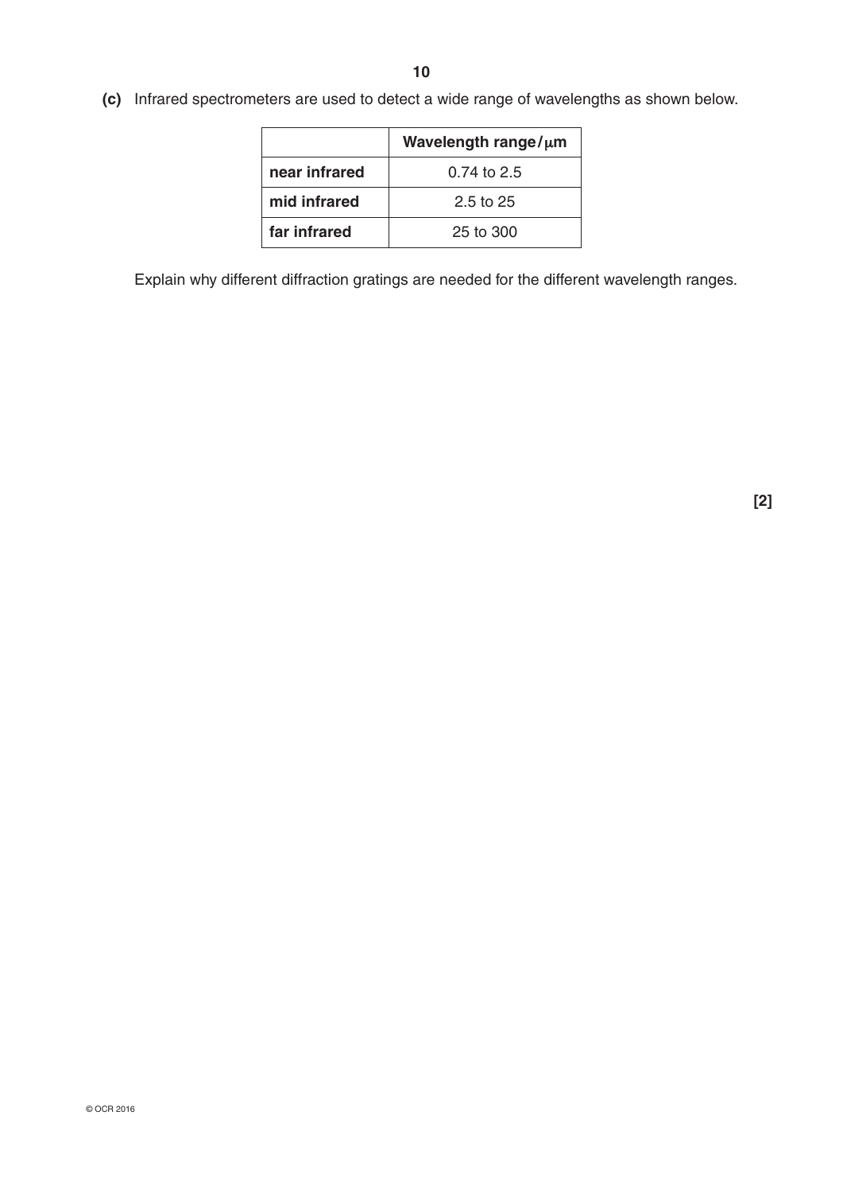**(c)** Infrared spectrometers are used to detect a wide range of wavelengths as shown below.

| | **Wavelength range / μm** |
|---|---|
| **near infrared** | 0.74 to 2.5 |
| **mid infrared** | 2.5 to 25 |
| **far infrared** | 25 to 300 |

Explain why different diffraction gratings are needed for the different wavelength ranges.

**[2]**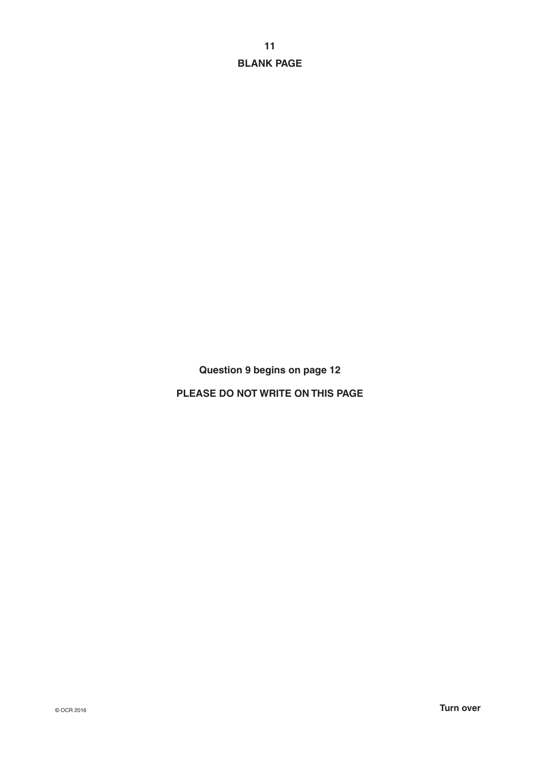**BLANK PAGE**

**Question 9 begins on page 12**

**PLEASE DO NOT WRITE ON THIS PAGE**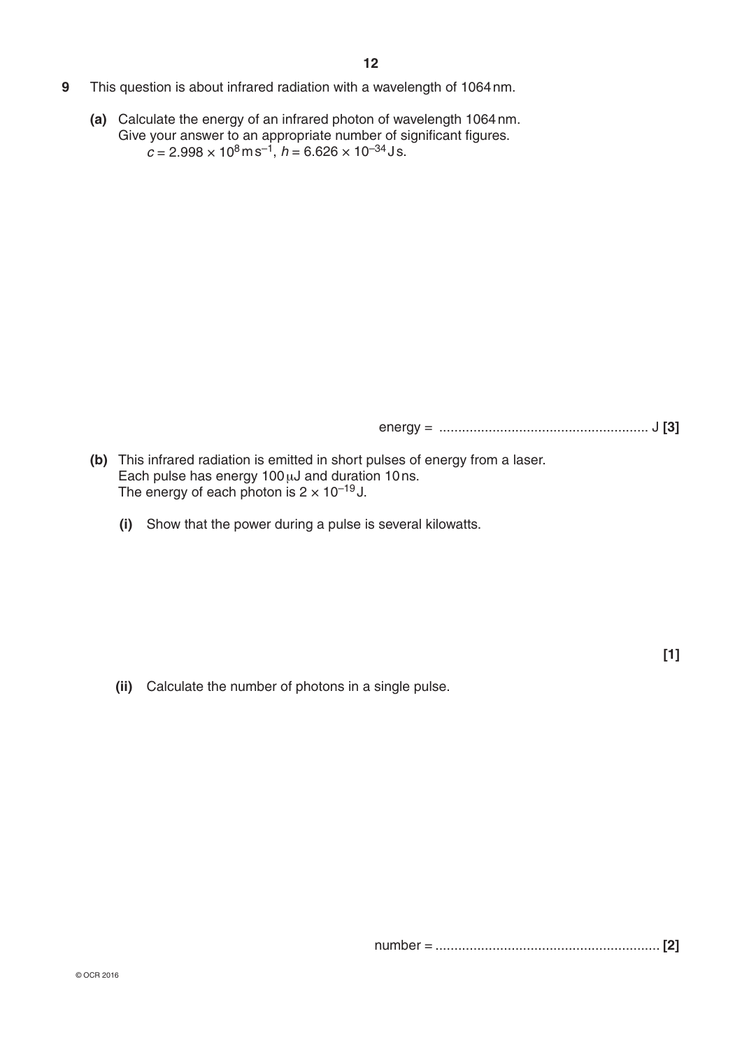**9** This question is about infrared radiation with a wavelength of 1064 nm.

**(a)** Calculate the energy of an infrared photon of wavelength 1064 nm.
Give your answer to an appropriate number of significant figures.
$c = 2.998 \times 10^{8}\,\text{m}\,\text{s}^{-1}$, $h = 6.626 \times 10^{-34}\,\text{J}\,\text{s}$.

energy = ....................................................... J **[3]**

**(b)** This infrared radiation is emitted in short pulses of energy from a laser.
Each pulse has energy $100\,\mu\text{J}$ and duration 10 ns.
The energy of each photon is $2 \times 10^{-19}\,\text{J}$.

**(i)** Show that the power during a pulse is several kilowatts.

**[1]**

**(ii)** Calculate the number of photons in a single pulse.

number = ........................................................... **[2]**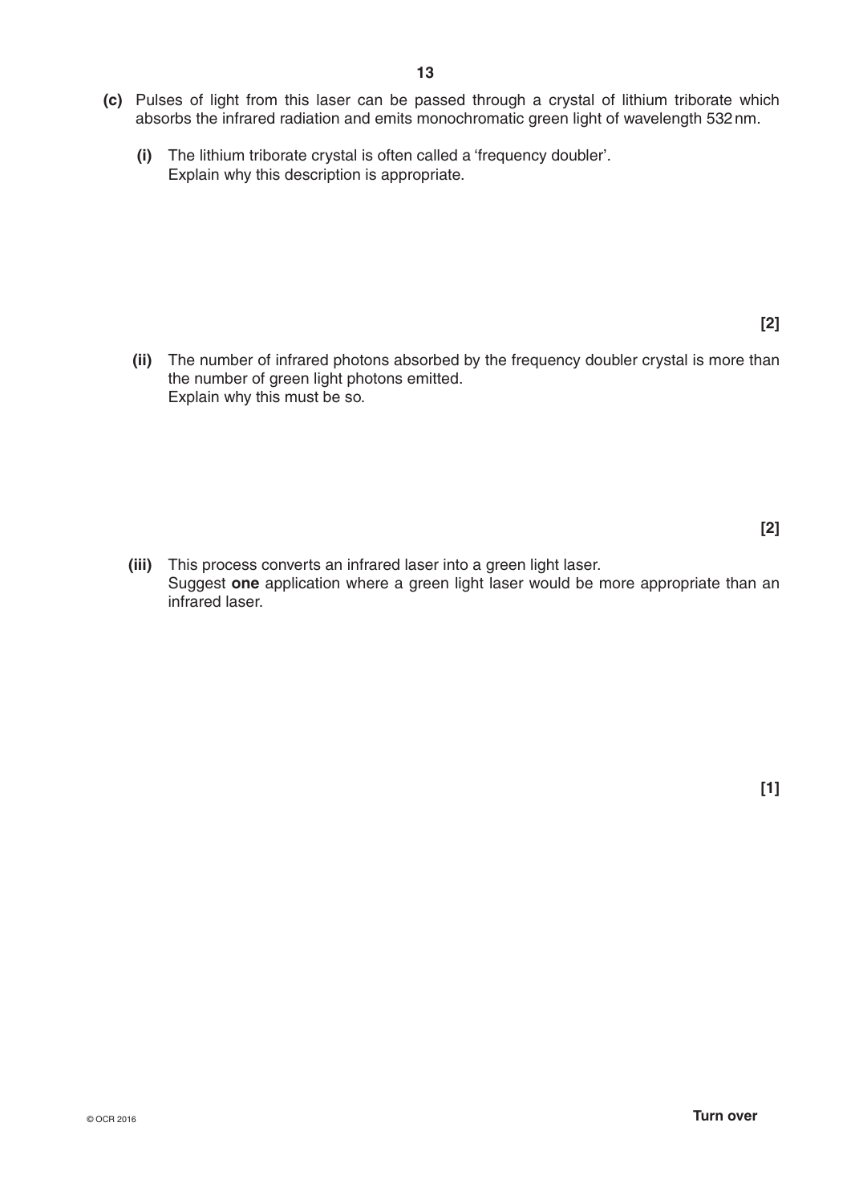**(c)** Pulses of light from this laser can be passed through a crystal of lithium triborate which absorbs the infrared radiation and emits monochromatic green light of wavelength 532 nm.

**(i)** The lithium triborate crystal is often called a 'frequency doubler'.
Explain why this description is appropriate.

**[2]**

**(ii)** The number of infrared photons absorbed by the frequency doubler crystal is more than the number of green light photons emitted.
Explain why this must be so.

**[2]**

**(iii)** This process converts an infrared laser into a green light laser.
Suggest **one** application where a green light laser would be more appropriate than an infrared laser.

**[1]**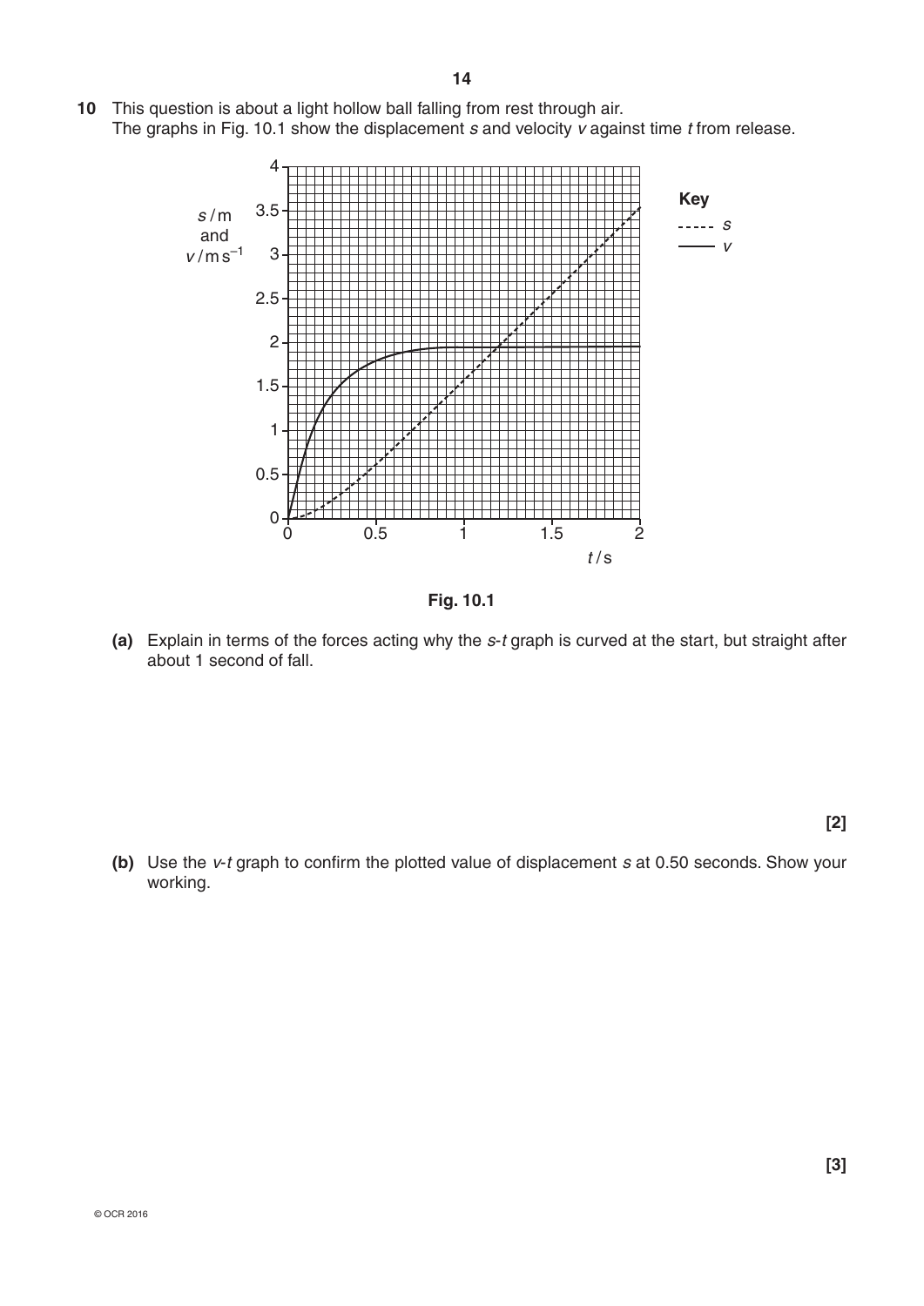**10** This question is about a light hollow ball falling from rest through air.
The graphs in Fig. 10.1 show the displacement $s$ and velocity $v$ against time $t$ from release.

Fig. 10.1

**(a)** Explain in terms of the forces acting why the $s$-$t$ graph is curved at the start, but straight after about 1 second of fall.

**[2]**

**(b)** Use the $v$-$t$ graph to confirm the plotted value of displacement $s$ at 0.50 seconds. Show your working.

**[3]**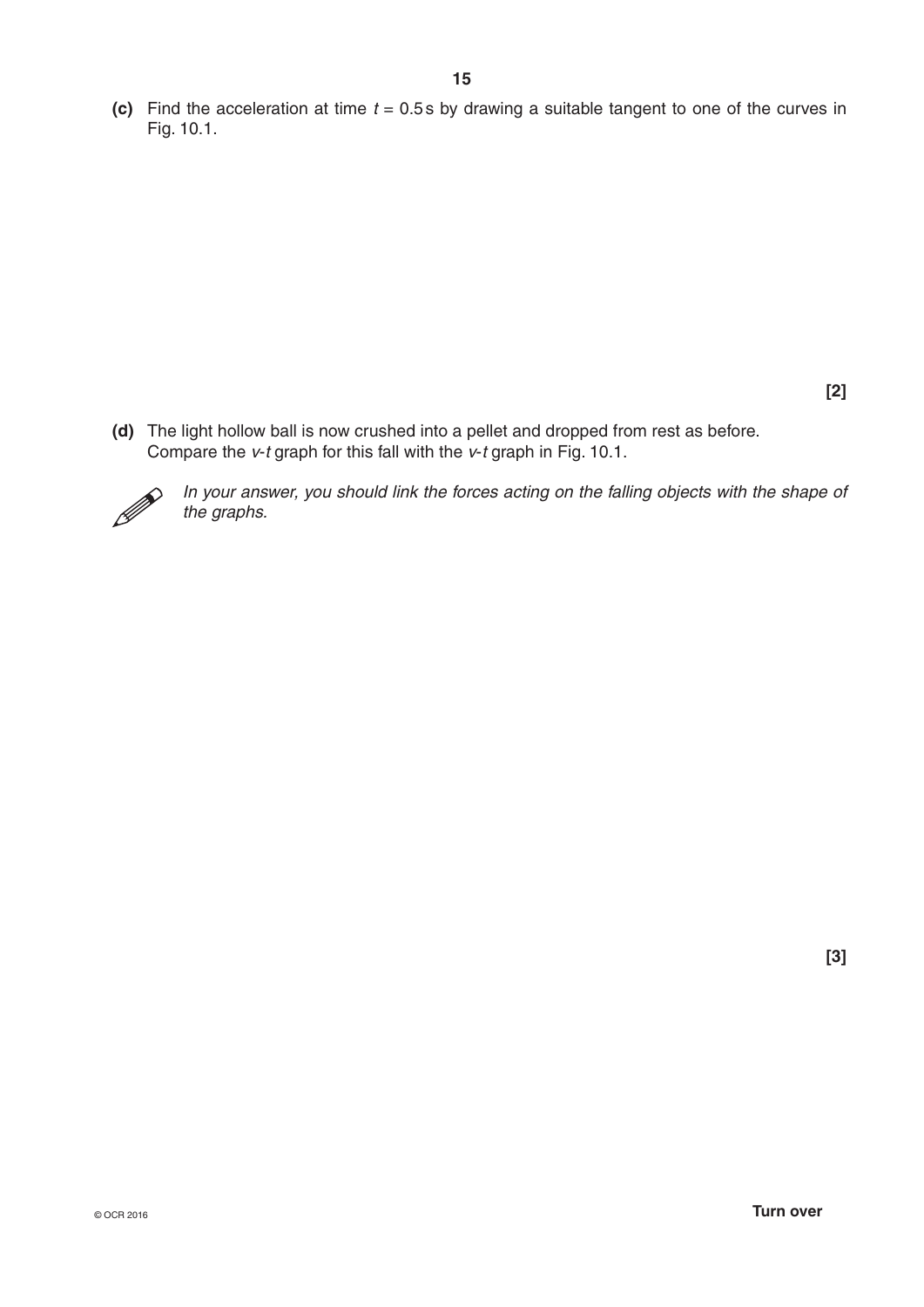**(c)** Find the acceleration at time $t = 0.5$ s by drawing a suitable tangent to one of the curves in Fig. 10.1.

**[2]**

**(d)** The light hollow ball is now crushed into a pellet and dropped from rest as before. Compare the $v$-$t$ graph for this fall with the $v$-$t$ graph in Fig. 10.1.

*In your answer, you should link the forces acting on the falling objects with the shape of the graphs.*

**[3]**

© OCR 2016

**Turn over**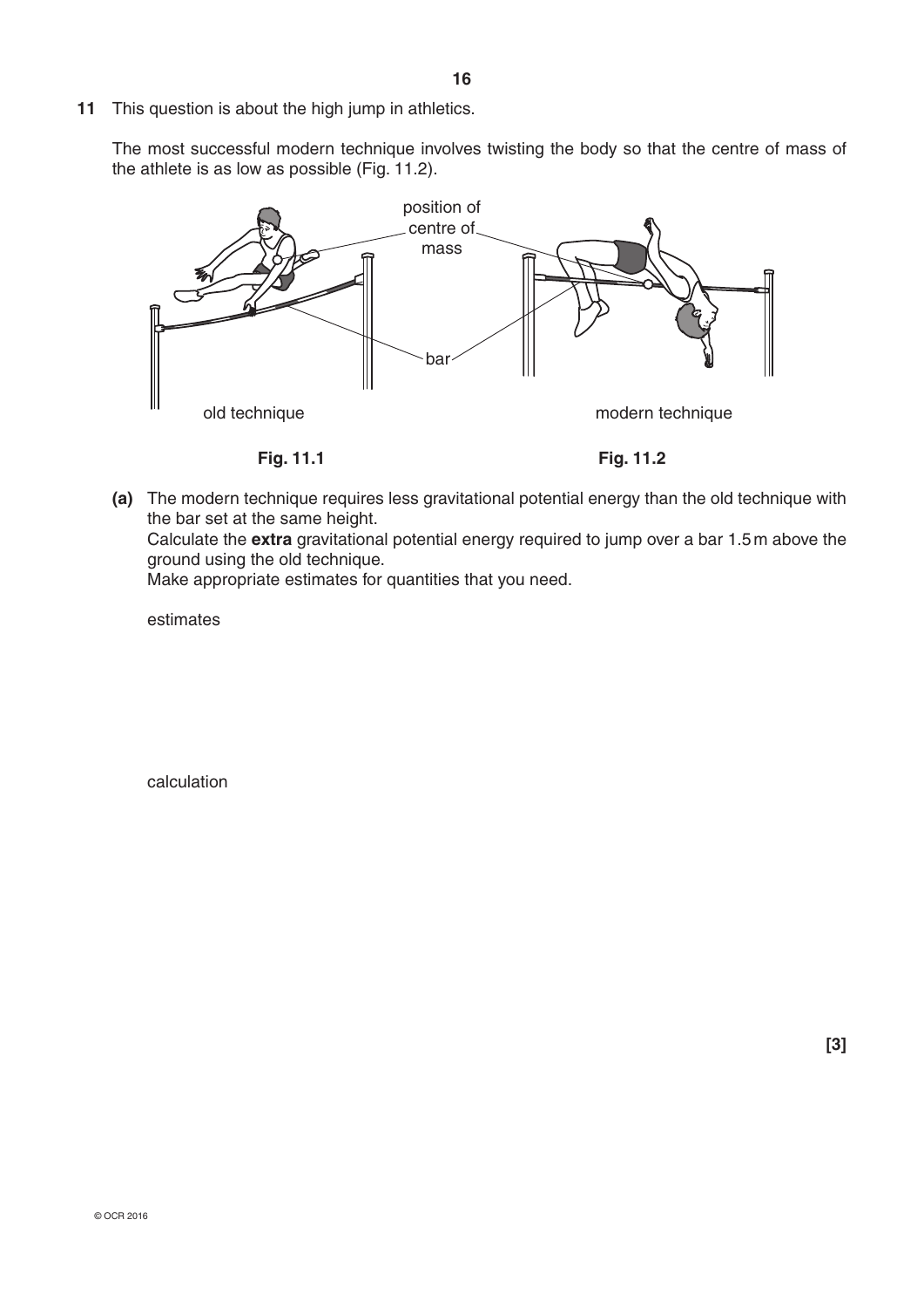**11** This question is about the high jump in athletics.

The most successful modern technique involves twisting the body so that the centre of mass of the athlete is as low as possible (Fig. 11.2).

position of centre of mass

bar

old technique

modern technique

Fig. 11.1

Fig. 11.2

**(a)** The modern technique requires less gravitational potential energy than the old technique with the bar set at the same height.
Calculate the **extra** gravitational potential energy required to jump over a bar 1.5 m above the ground using the old technique.
Make appropriate estimates for quantities that you need.

estimates

calculation

**[3]**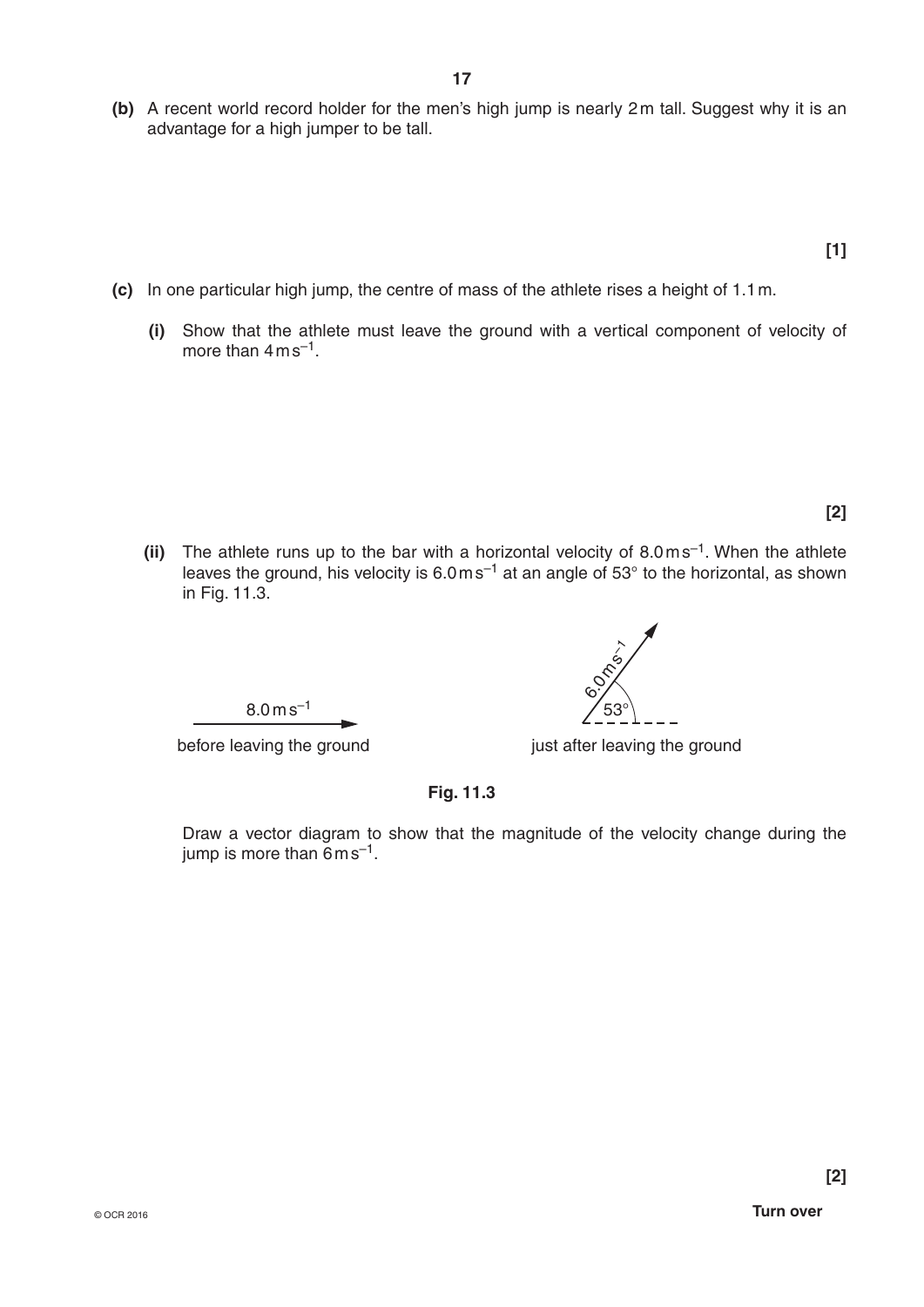**(b)** A recent world record holder for the men's high jump is nearly 2 m tall. Suggest why it is an advantage for a high jumper to be tall.

**[1]**

**(c)** In one particular high jump, the centre of mass of the athlete rises a height of 1.1 m.

**(i)** Show that the athlete must leave the ground with a vertical component of velocity of more than $4\,\text{m s}^{-1}$.

**[2]**

**(ii)** The athlete runs up to the bar with a horizontal velocity of $8.0\,\text{m s}^{-1}$. When the athlete leaves the ground, his velocity is $6.0\,\text{m s}^{-1}$ at an angle of 53° to the horizontal, as shown in Fig. 11.3.

$8.0\,\text{m s}^{-1}$

before leaving the ground

$6.0\,\text{m s}^{-1}$

53°

just after leaving the ground

**Fig. 11.3**

Draw a vector diagram to show that the magnitude of the velocity change during the jump is more than $6\,\text{m s}^{-1}$.

**[2]**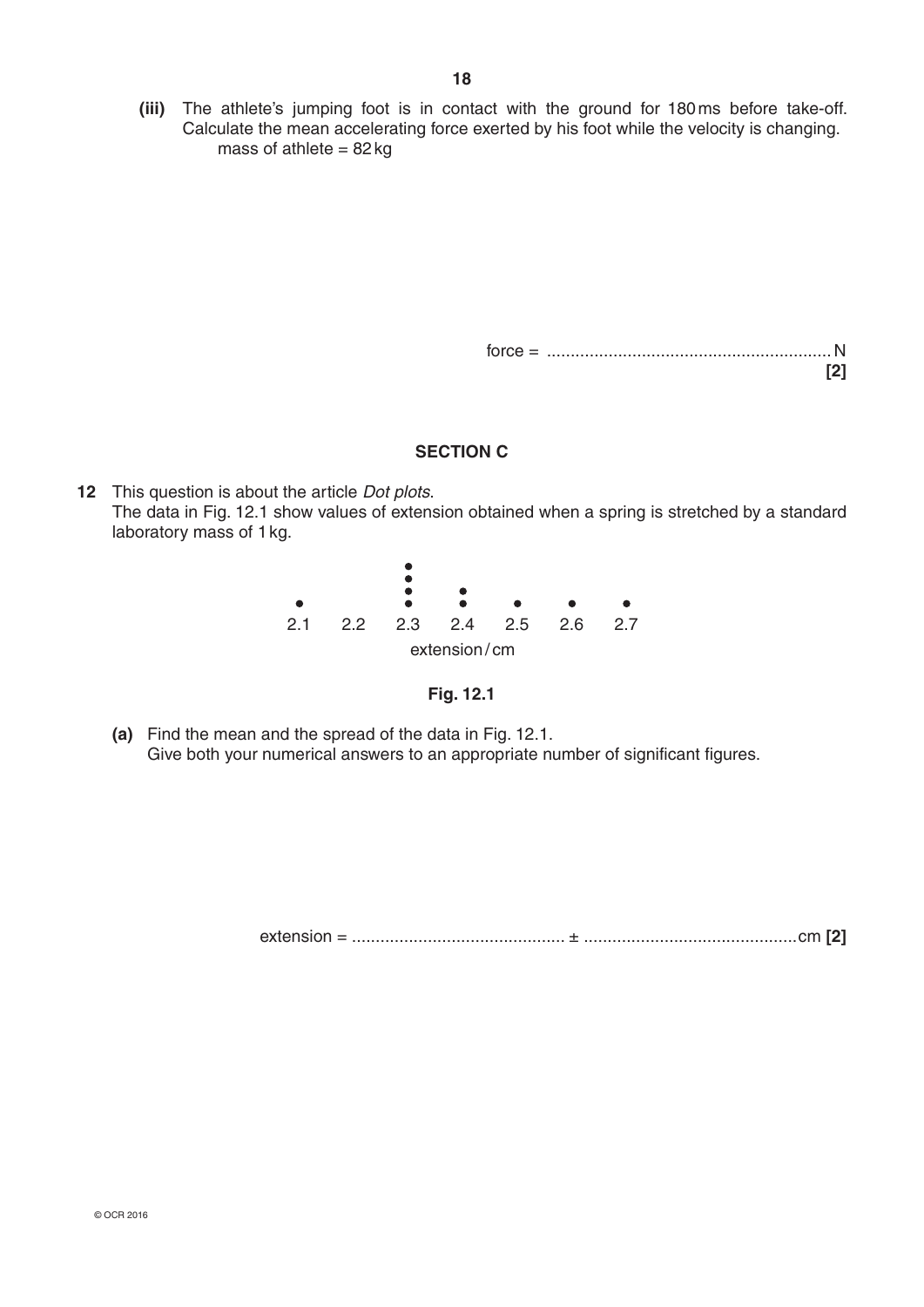**(iii)** The athlete's jumping foot is in contact with the ground for 180 ms before take-off. Calculate the mean accelerating force exerted by his foot while the velocity is changing.

mass of athlete = 82 kg

force = ............................................................ N **[2]**

## SECTION C

**12** This question is about the article *Dot plots*.

The data in Fig. 12.1 show values of extension obtained when a spring is stretched by a standard laboratory mass of 1 kg.

| extension / cm | 2.1 | 2.2 | 2.3 | 2.4 | 2.5 | 2.6 | 2.7 |
|---|---|---|---|---|---|---|---|
| number of dots | 1 | 0 | 4 | 2 | 1 | 1 | 1 |

**Fig. 12.1**

**(a)** Find the mean and the spread of the data in Fig. 12.1.
Give both your numerical answers to an appropriate number of significant figures.

extension = ............................................ ± ............................................ cm **[2]**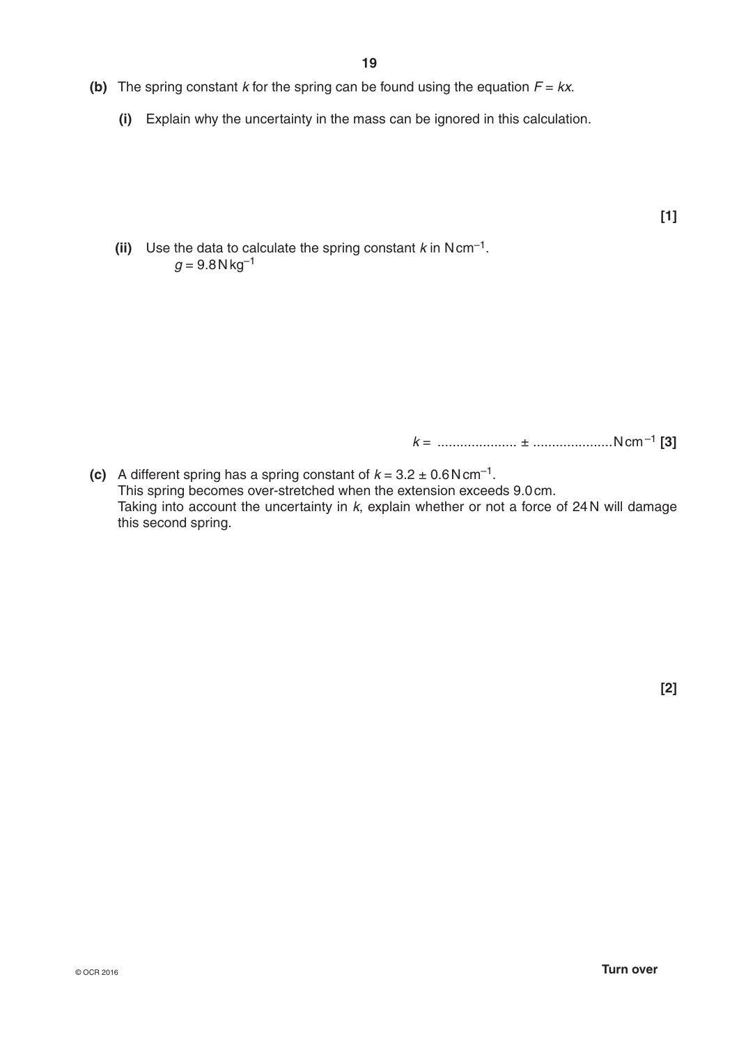**(b)** The spring constant $k$ for the spring can be found using the equation $F = kx$.

**(i)** Explain why the uncertainty in the mass can be ignored in this calculation.

**[1]**

**(ii)** Use the data to calculate the spring constant $k$ in $N\,cm^{-1}$.
$g = 9.8\,N\,kg^{-1}$

$k$ = ..................... ± ..................... $N\,cm^{-1}$ **[3]**

**(c)** A different spring has a spring constant of $k = 3.2 \pm 0.6\,N\,cm^{-1}$.
This spring becomes over-stretched when the extension exceeds 9.0 cm.
Taking into account the uncertainty in $k$, explain whether or not a force of 24 N will damage this second spring.

**[2]**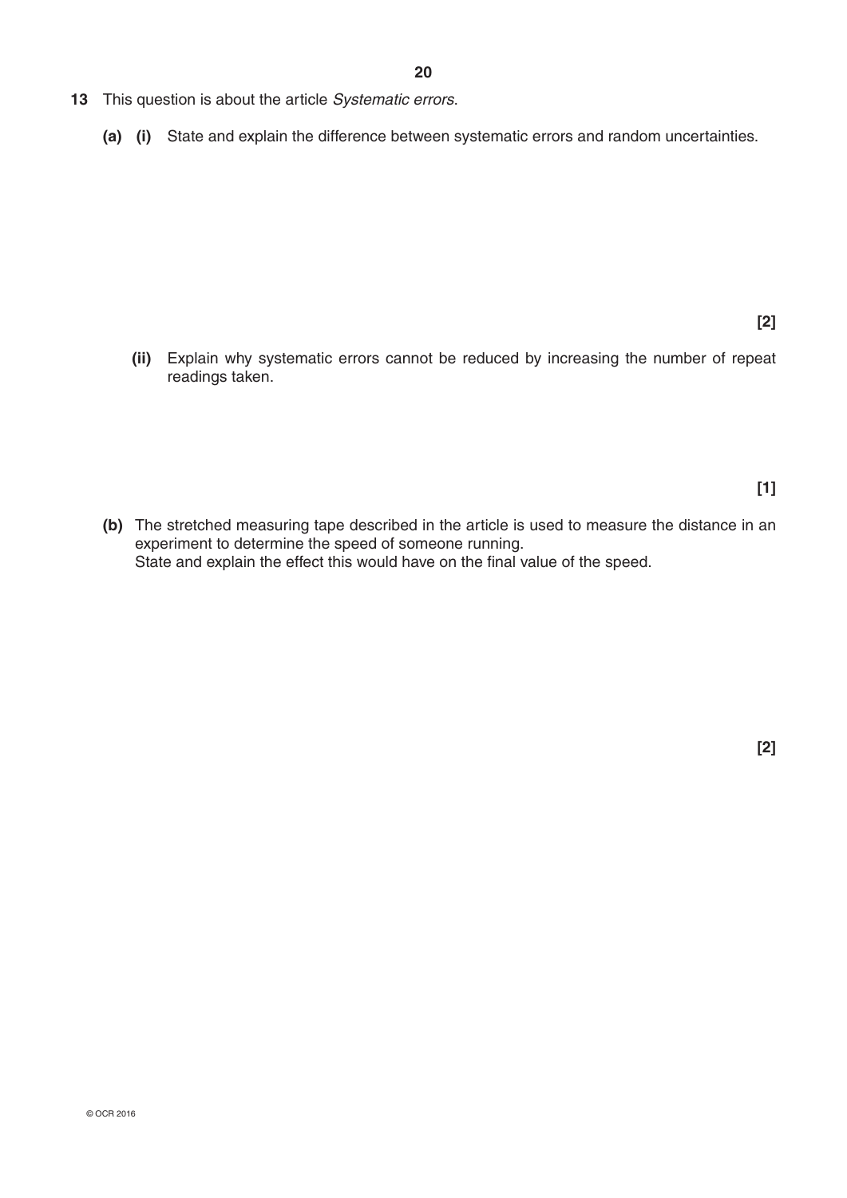**13** This question is about the article *Systematic errors*.

**(a) (i)** State and explain the difference between systematic errors and random uncertainties.

**[2]**

**(ii)** Explain why systematic errors cannot be reduced by increasing the number of repeat readings taken.

**[1]**

**(b)** The stretched measuring tape described in the article is used to measure the distance in an experiment to determine the speed of someone running.
State and explain the effect this would have on the final value of the speed.

**[2]**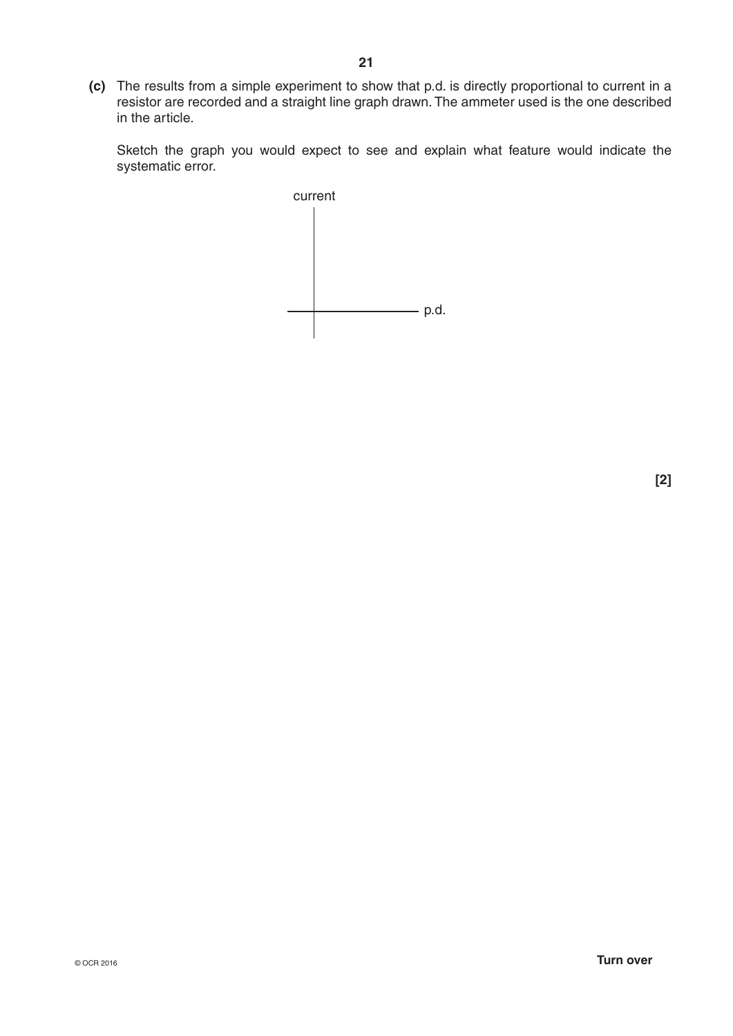**(c)** The results from a simple experiment to show that p.d. is directly proportional to current in a resistor are recorded and a straight line graph drawn. The ammeter used is the one described in the article.

Sketch the graph you would expect to see and explain what feature would indicate the systematic error.

current

p.d.

**[2]**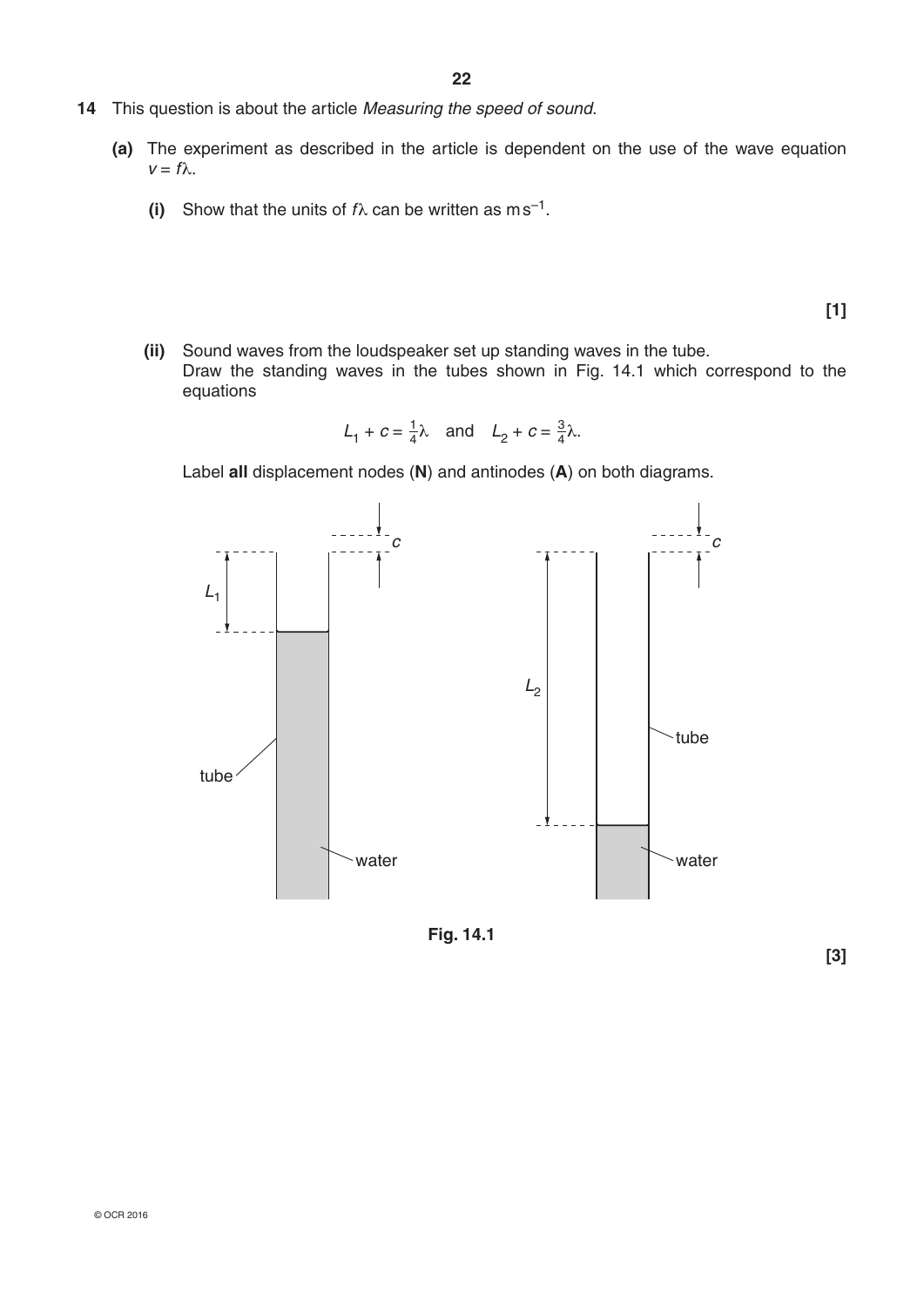**14** This question is about the article *Measuring the speed of sound*.

**(a)** The experiment as described in the article is dependent on the use of the wave equation $v = f\lambda$.

**(i)** Show that the units of $f\lambda$ can be written as $\text{m s}^{-1}$.

**[1]**

**(ii)** Sound waves from the loudspeaker set up standing waves in the tube. Draw the standing waves in the tubes shown in Fig. 14.1 which correspond to the equations

$$L_1 + c = \tfrac{1}{4}\lambda \quad \text{and} \quad L_2 + c = \tfrac{3}{4}\lambda.$$

Label **all** displacement nodes (**N**) and antinodes (**A**) on both diagrams.

Fig. 14.1

**[3]**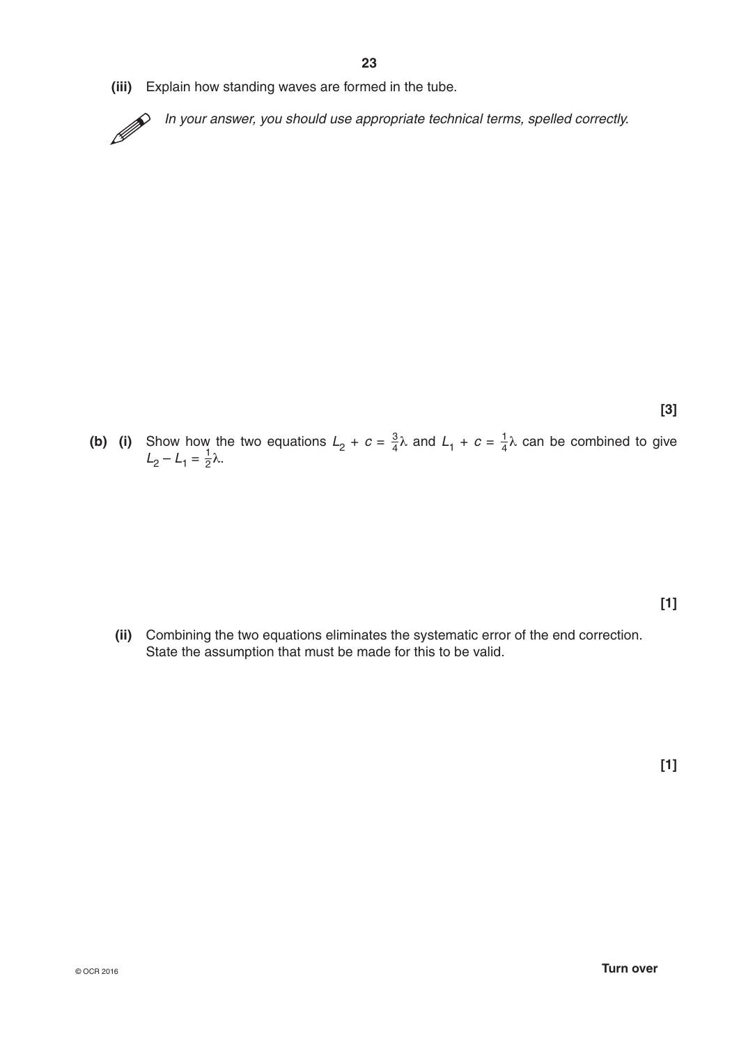**(iii)** Explain how standing waves are formed in the tube.

*In your answer, you should use appropriate technical terms, spelled correctly.*

**[3]**

**(b) (i)** Show how the two equations $L_2 + c = \frac{3}{4}\lambda$ and $L_1 + c = \frac{1}{4}\lambda$ can be combined to give $L_2 - L_1 = \frac{1}{2}\lambda$.

**[1]**

**(ii)** Combining the two equations eliminates the systematic error of the end correction. State the assumption that must be made for this to be valid.

**[1]**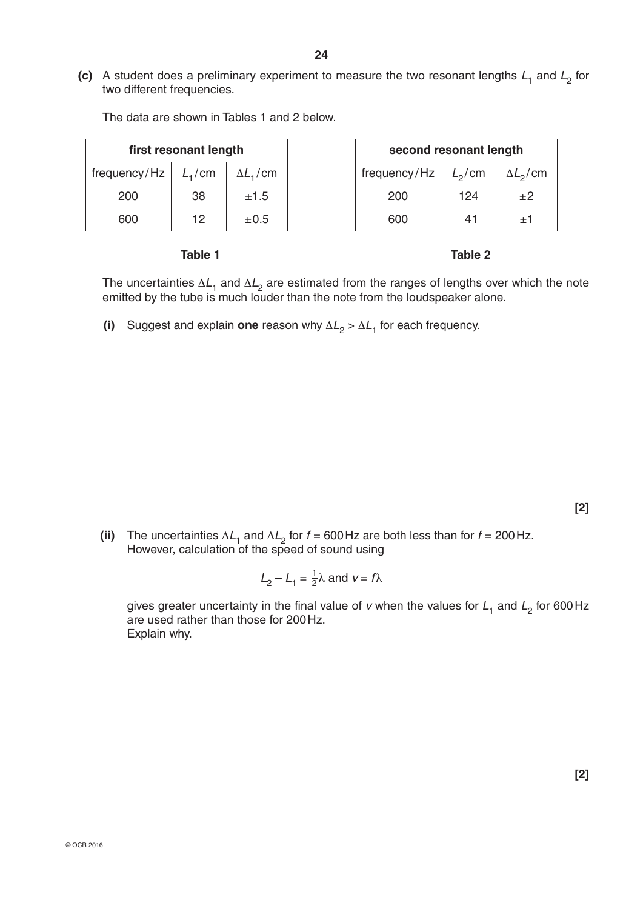**(c)** A student does a preliminary experiment to measure the two resonant lengths $L_1$ and $L_2$ for two different frequencies.

The data are shown in Tables 1 and 2 below.

| **first resonant length** | | |
|---|---|---|
| frequency/Hz | $L_1$/cm | $\Delta L_1$/cm |
| 200 | 38 | ±1.5 |
| 600 | 12 | ±0.5 |

**Table 1**

| **second resonant length** | | |
|---|---|---|
| frequency/Hz | $L_2$/cm | $\Delta L_2$/cm |
| 200 | 124 | ±2 |
| 600 | 41 | ±1 |

**Table 2**

The uncertainties $\Delta L_1$ and $\Delta L_2$ are estimated from the ranges of lengths over which the note emitted by the tube is much louder than the note from the loudspeaker alone.

**(i)** Suggest and explain **one** reason why $\Delta L_2 > \Delta L_1$ for each frequency.

**[2]**

**(ii)** The uncertainties $\Delta L_1$ and $\Delta L_2$ for $f = 600\,\text{Hz}$ are both less than for $f = 200\,\text{Hz}$. However, calculation of the speed of sound using

$$L_2 - L_1 = \tfrac{1}{2}\lambda \text{ and } v = f\lambda$$

gives greater uncertainty in the final value of $v$ when the values for $L_1$ and $L_2$ for 600 Hz are used rather than those for 200 Hz.
Explain why.

**[2]**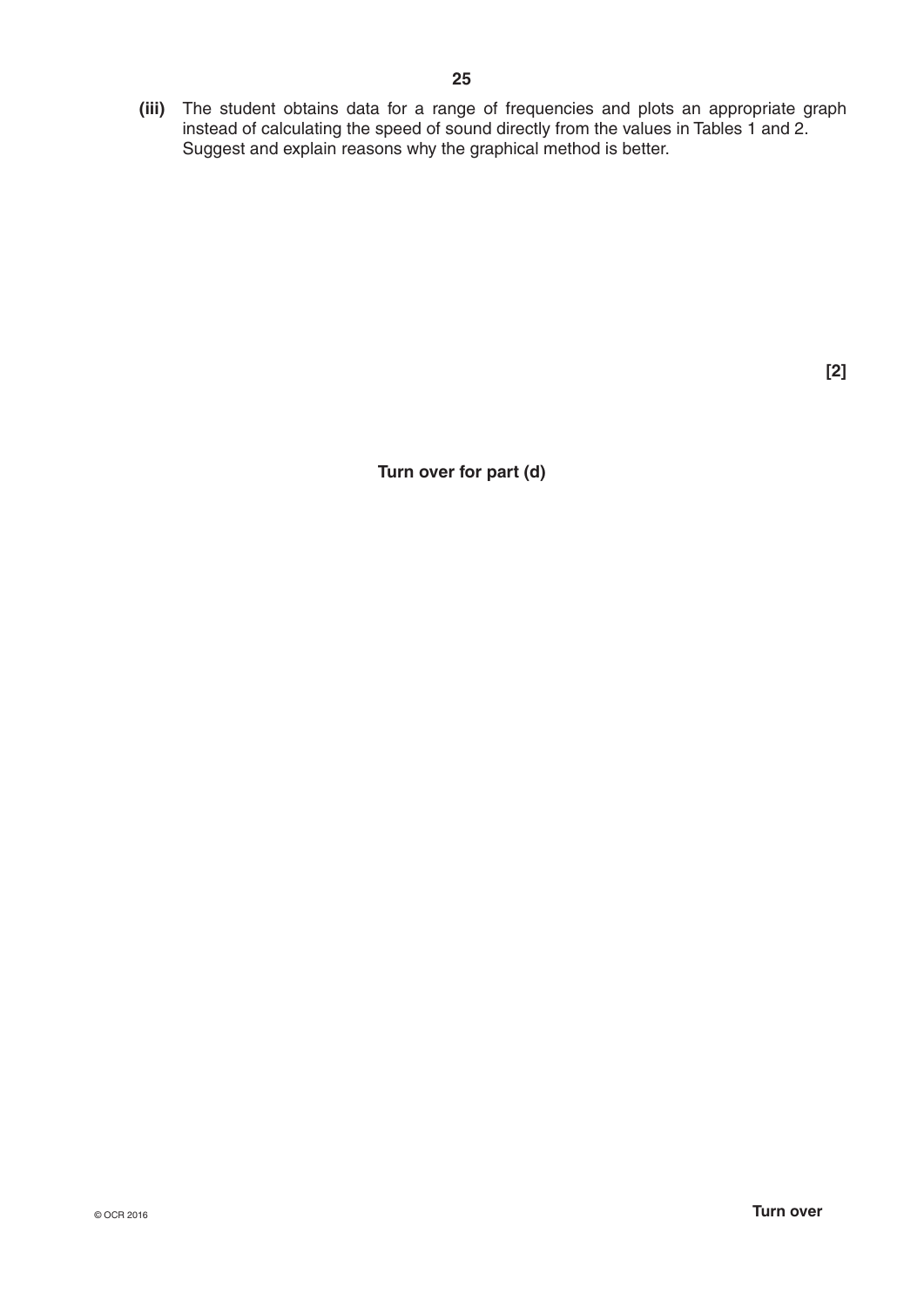**(iii)** The student obtains data for a range of frequencies and plots an appropriate graph instead of calculating the speed of sound directly from the values in Tables 1 and 2. Suggest and explain reasons why the graphical method is better.

**[2]**

**Turn over for part (d)**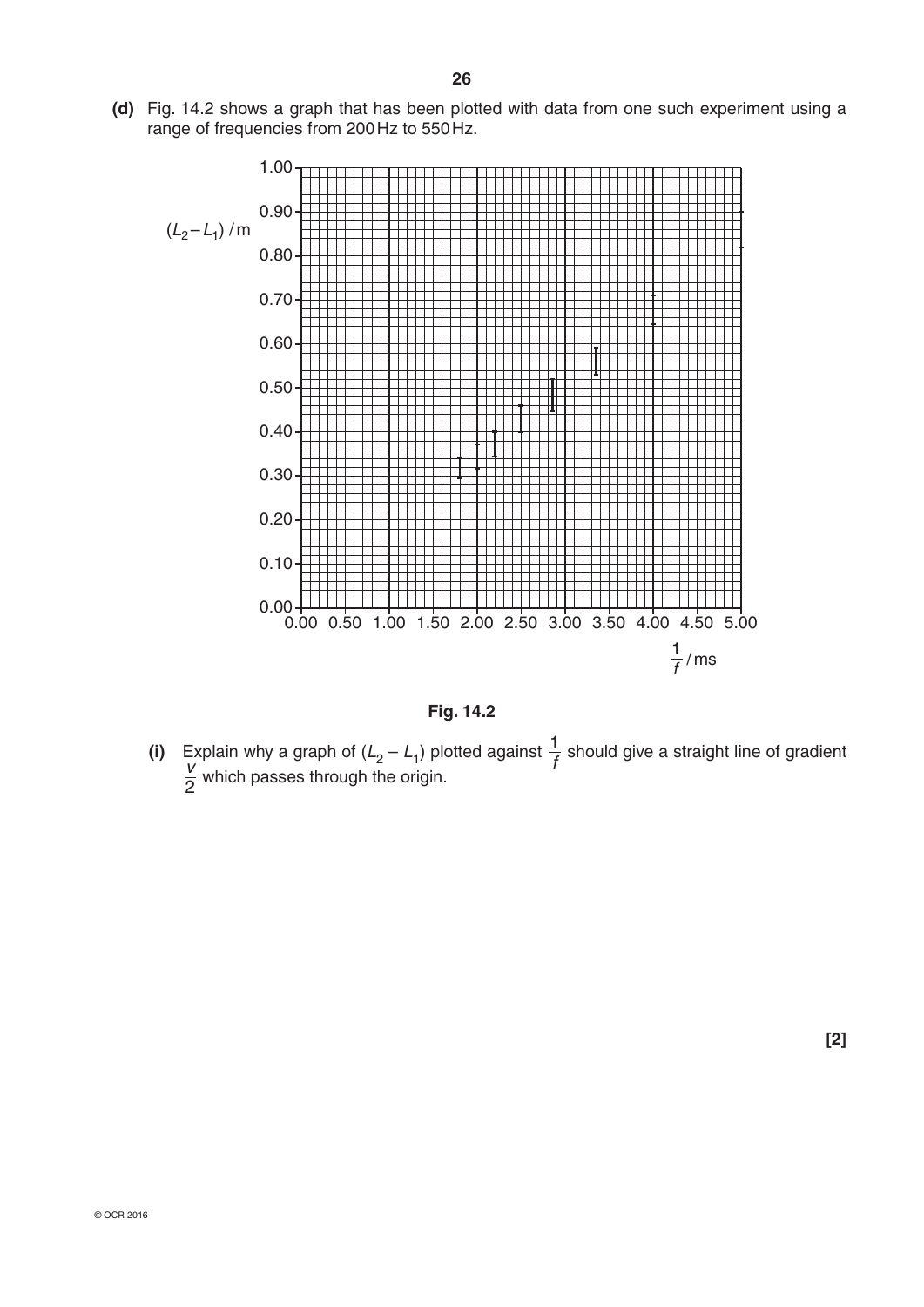**(d)** Fig. 14.2 shows a graph that has been plotted with data from one such experiment using a range of frequencies from 200 Hz to 550 Hz.

**Fig. 14.2**

**(i)** Explain why a graph of $(L_2 - L_1)$ plotted against $\frac{1}{f}$ should give a straight line of gradient $\frac{v}{2}$ which passes through the origin.

**[2]**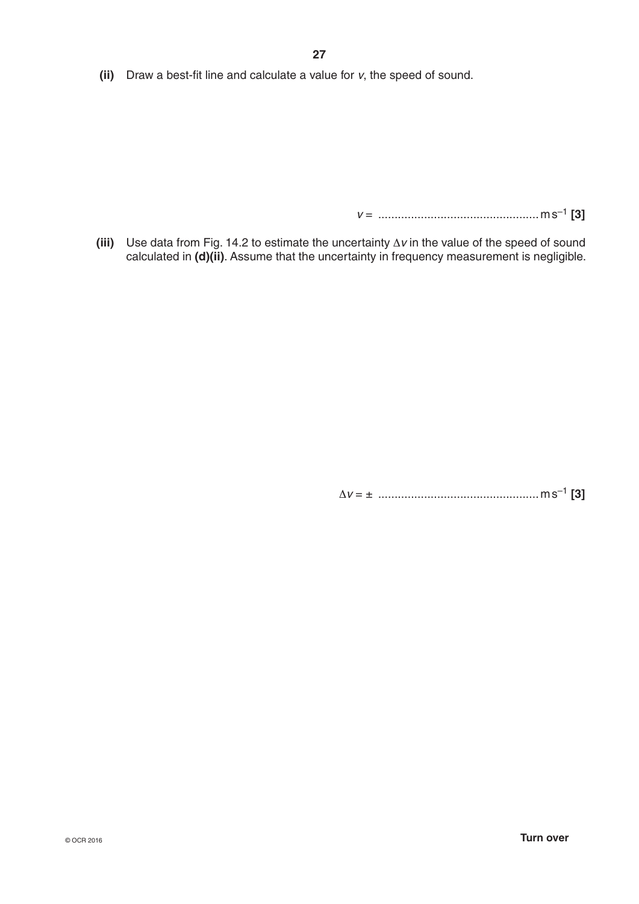**(ii)** Draw a best-fit line and calculate a value for $v$, the speed of sound.

$v$ = ................................................ $\text{m s}^{-1}$ **[3]**

**(iii)** Use data from Fig. 14.2 to estimate the uncertainty $\Delta v$ in the value of the speed of sound calculated in **(d)(ii)**. Assume that the uncertainty in frequency measurement is negligible.

$\Delta v = \pm$ ................................................ $\text{m s}^{-1}$ **[3]**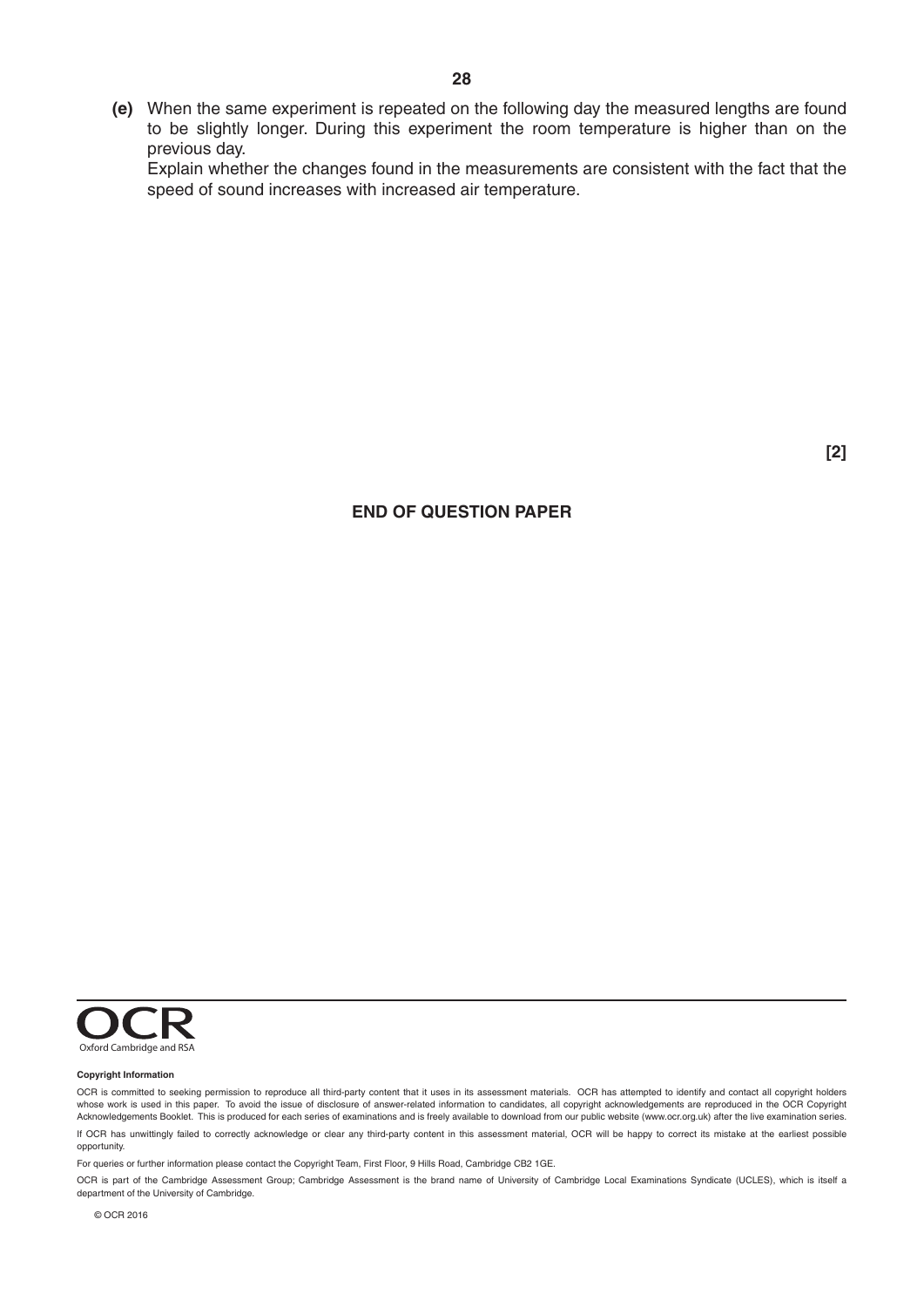**(e)** When the same experiment is repeated on the following day the measured lengths are found to be slightly longer. During this experiment the room temperature is higher than on the previous day.

Explain whether the changes found in the measurements are consistent with the fact that the speed of sound increases with increased air temperature.

**[2]**

**END OF QUESTION PAPER**

OCR
Oxford Cambridge and RSA

**Copyright Information**

OCR is committed to seeking permission to reproduce all third-party content that it uses in its assessment materials. OCR has attempted to identify and contact all copyright holders whose work is used in this paper. To avoid the issue of disclosure of answer-related information to candidates, all copyright acknowledgements are reproduced in the OCR Copyright Acknowledgements Booklet. This is produced for each series of examinations and is freely available to download from our public website (www.ocr.org.uk) after the live examination series.

If OCR has unwittingly failed to correctly acknowledge or clear any third-party content in this assessment material, OCR will be happy to correct its mistake at the earliest possible opportunity.

For queries or further information please contact the Copyright Team, First Floor, 9 Hills Road, Cambridge CB2 1GE.

OCR is part of the Cambridge Assessment Group; Cambridge Assessment is the brand name of University of Cambridge Local Examinations Syndicate (UCLES), which is itself a department of the University of Cambridge.

© OCR 2016